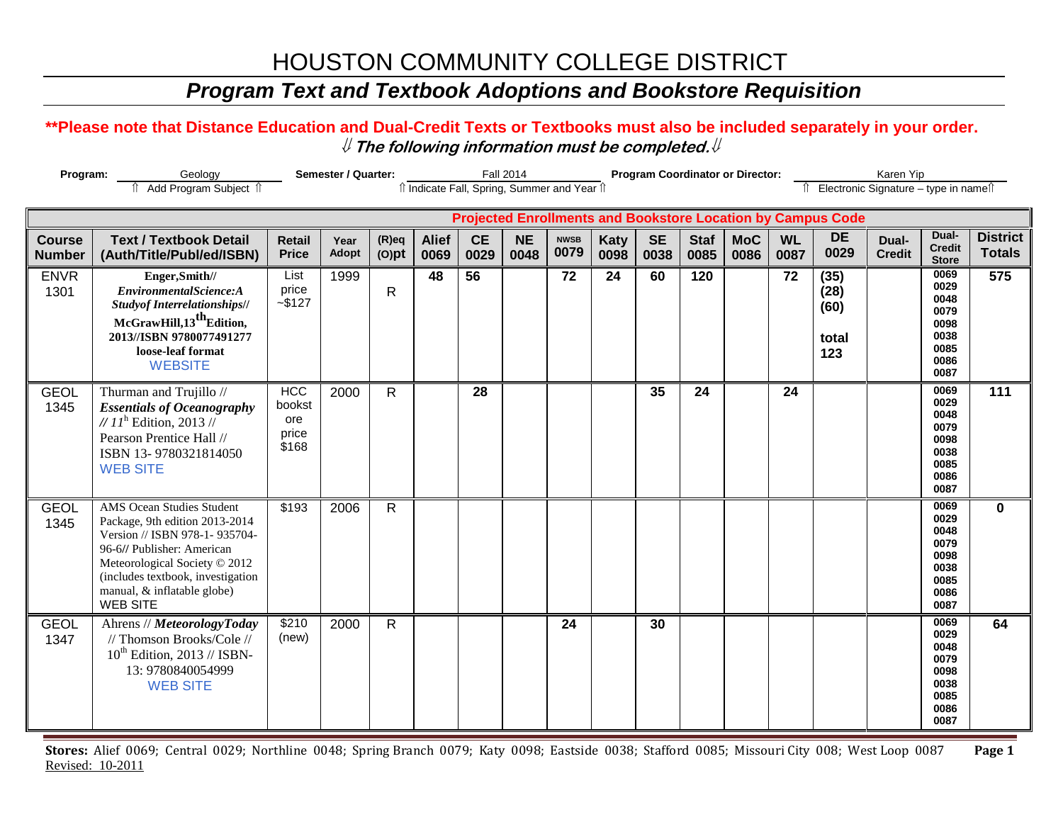# HOUSTON COMMUNITY COLLEGE DISTRICT

## *Program Text and Textbook Adoptions and Bookstore Requisition*

**\*\*Please note that Distance Education and Dual-Credit Texts or Textbooks must also be included separately in your order.**

⇓ ***The following information must be completed.*** ⇓

**Program:** Geology  
⇑ Add Program Subject ⇑

**Semester / Quarter:** Fall 2014  
⇑ Indicate Fall, Spring, Summer and Year ⇑

**Program Coordinator or Director:** Karen Yip  
⇑ Electronic Signature – type in name⇑

| | | | | | Projected Enrollments and Bookstore Location by Campus Code | | | | | | | | | | | | |
|---|---|---|---|---|---|---|---|---|---|---|---|---|---|---|---|---|---|
| **Course Number** | **Text / Textbook Detail (Auth/Title/Publ/ed/ISBN)** | **Retail Price** | **Year Adopt** | **(R)eq (O)pt** | **Alief 0069** | **CE 0029** | **NE 0048** | **NWSB 0079** | **Katy 0098** | **SE 0038** | **Staf 0085** | **MoC 0086** | **WL 0087** | **DE 0029** | **Dual-Credit** | **Dual-Credit Store** | **District Totals** |
| ENVR 1301 | **Enger,Smith// *EnvironmentalScience:A Studyof Interrelationships//* McGrawHill,13th Edition, 2013//ISBN 9780077491277 loose-leaf format** WEBSITE | List price ~$127 | 1999 | R | **48** | **56** | | **72** | **24** | **60** | **120** | | **72** | **(35) (28) (60) total 123** | | 0069 0029 0048 0079 0098 0038 0085 0086 0087 | **575** |
| GEOL 1345 | Thurman and Trujillo // ***Essentials of Oceanography // 11***th Edition, 2013 // Pearson Prentice Hall // ISBN 13- 9780321814050 WEB SITE | HCC bookstore price $168 | 2000 | R | | **28** | | | | **35** | **24** | | **24** | | | 0069 0029 0048 0079 0098 0038 0085 0086 0087 | **111** |
| GEOL 1345 | AMS Ocean Studies Student Package, 9th edition 2013-2014 Version // ISBN 978-1- 935704-96-6// Publisher: American Meteorological Society © 2012 (includes textbook, investigation manual, & inflatable globe) WEB SITE | $193 | 2006 | R | | | | | | | | | | | | 0069 0029 0048 0079 0098 0038 0085 0086 0087 | **0** |
| GEOL 1347 | Ahrens // ***MeteorologyToday*** // Thomson Brooks/Cole // 10th Edition, 2013 // ISBN-13: 9780840054999 WEB SITE | $210 (new) | 2000 | R | | | | **24** | | **30** | | | | | | 0069 0029 0048 0079 0098 0038 0085 0086 0087 | **64** |

**Stores:** Alief 0069; Central 0029; Northline 0048; Spring Branch 0079; Katy 0098; Eastside 0038; Stafford 0085; Missouri City 008; West Loop 0087

Revised: 10-2011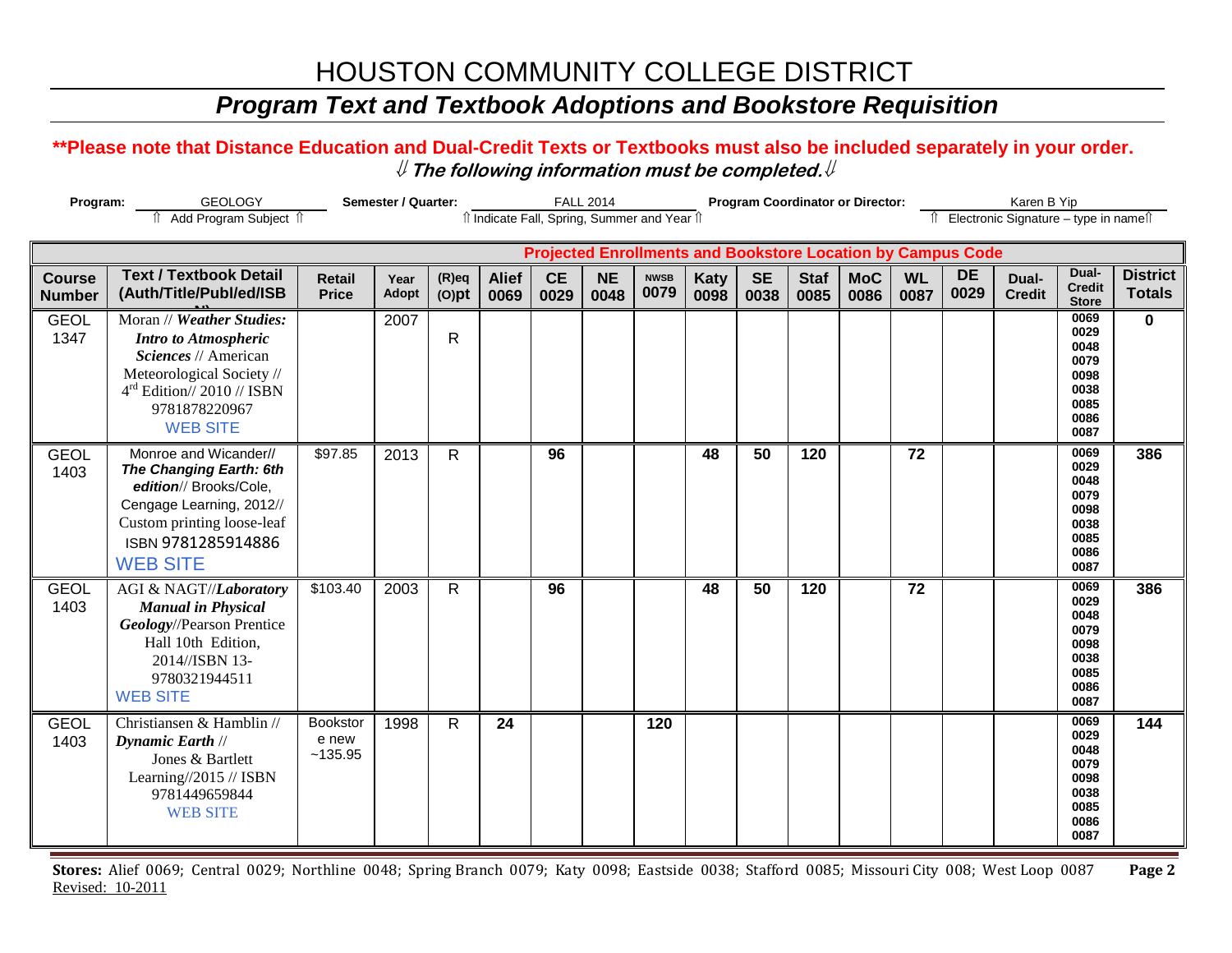# HOUSTON COMMUNITY COLLEGE DISTRICT

## *Program Text and Textbook Adoptions and Bookstore Requisition*

**\*\*Please note that Distance Education and Dual-Credit Texts or Textbooks must also be included separately in your order.**

***⇓ The following information must be completed.⇓***

**Program:** GEOLOGY (⇑ Add Program Subject ⇑) **Semester / Quarter:** FALL 2014 (⇑ Indicate Fall, Spring, Summer and Year ⇑) **Program Coordinator or Director:** Karen B Yip (⇑ Electronic Signature – type in name⇑)

| | | | | | Projected Enrollments and Bookstore Location by Campus Code | | | | | | | | | | | | |
|---|---|---|---|---|---|---|---|---|---|---|---|---|---|---|---|---|---|
| **Course Number** | **Text / Textbook Detail (Auth/Title/Publ/ed/ISBN)** | **Retail Price** | **Year Adopt** | **(R)eq (O)pt** | **Alief 0069** | **CE 0029** | **NE 0048** | **NWSB 0079** | **Katy 0098** | **SE 0038** | **Staf 0085** | **MoC 0086** | **WL 0087** | **DE 0029** | **Dual-Credit** | **Dual-Credit Store** | **District Totals** |
| GEOL 1347 | Moran // ***Weather Studies: Intro to Atmospheric Sciences*** // American Meteorological Society // 4[rd] Edition// 2010 // ISBN 9781878220967 WEB SITE | | 2007 | R | | | | | | | | | | | | 0069 0029 0048 0079 0098 0038 0085 0086 0087 | **0** |
| GEOL 1403 | Monroe and Wicander// ***The Changing Earth: 6th edition***// Brooks/Cole, Cengage Learning, 2012// Custom printing loose-leaf ISBN 9781285914886 WEB SITE | $97.85 | 2013 | R | | **96** | | | **48** | **50** | **120** | | **72** | | | 0069 0029 0048 0079 0098 0038 0085 0086 0087 | **386** |
| GEOL 1403 | AGI & NAGT//***Laboratory Manual in Physical Geology***//Pearson Prentice Hall 10th Edition, 2014//ISBN 13-9780321944511 WEB SITE | $103.40 | 2003 | R | | **96** | | | **48** | **50** | **120** | | **72** | | | 0069 0029 0048 0079 0098 0038 0085 0086 0087 | **386** |
| GEOL 1403 | Christiansen & Hamblin // ***Dynamic Earth*** // Jones & Bartlett Learning//2015 // ISBN 9781449659844 WEB SITE | Bookstore new ~135.95 | 1998 | R | **24** | | | **120** | | | | | | | | 0069 0029 0048 0079 0098 0038 0085 0086 0087 | **144** |

**Stores:** Alief 0069; Central 0029; Northline 0048; Spring Branch 0079; Katy 0098; Eastside 0038; Stafford 0085; Missouri City 008; West Loop 0087

Revised: 10-2011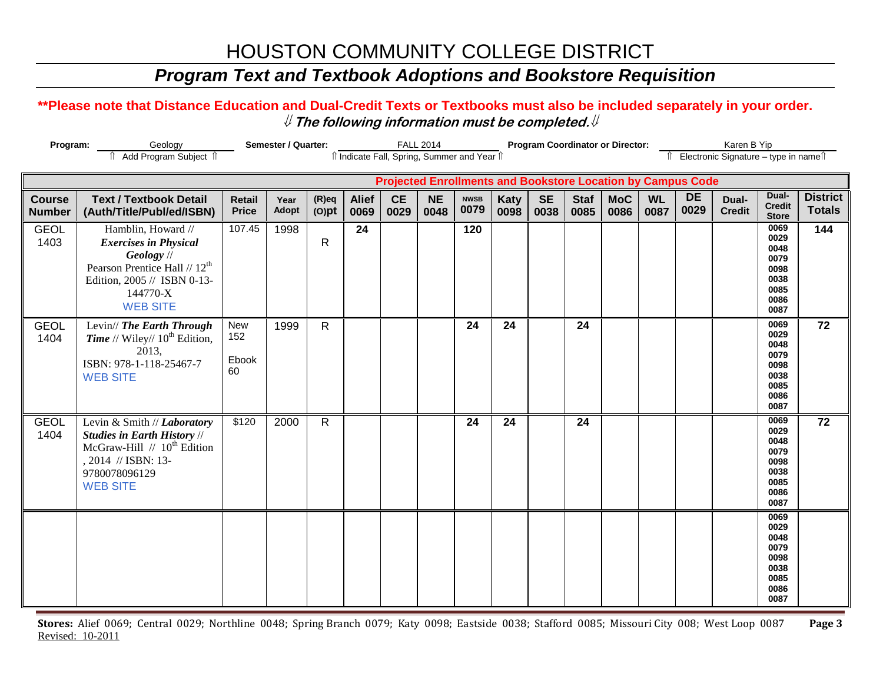# HOUSTON COMMUNITY COLLEGE DISTRICT

## *Program Text and Textbook Adoptions and Bookstore Requisition*

**\*\*Please note that Distance Education and Dual-Credit Texts or Textbooks must also be included separately in your order.**

⇓ ***The following information must be completed.*** ⇓

**Program:** Geology
⇑ Add Program Subject ⇑

**Semester / Quarter:** FALL 2014
⇑ Indicate Fall, Spring, Summer and Year ⇑

**Program Coordinator or Director:** Karen B Yip
⇑ Electronic Signature – type in name ⇑

| | | | | | Projected Enrollments and Bookstore Location by Campus Code | | | | | | | | | | | | |
|---|---|---|---|---|---|---|---|---|---|---|---|---|---|---|---|---|---|
| **Course Number** | **Text / Textbook Detail (Auth/Title/Publ/ed/ISBN)** | **Retail Price** | **Year Adopt** | **(R)eq (O)pt** | **Alief 0069** | **CE 0029** | **NE 0048** | **NWSB 0079** | **Katy 0098** | **SE 0038** | **Staf 0085** | **MoC 0086** | **WL 0087** | **DE 0029** | **Dual-Credit** | **Dual-Credit Store** | **District Totals** |
| GEOL 1403 | Hamblin, Howard // ***Exercises in Physical Geology*** // Pearson Prentice Hall // 12th Edition, 2005 // ISBN 0-13-144770-X WEB SITE | 107.45 | 1998 | R | **24** | | | **120** | | | | | | | | 0069 0029 0048 0079 0098 0038 0085 0086 0087 | **144** |
| GEOL 1404 | Levin// ***The Earth Through Time*** // Wiley// 10th Edition, 2013, ISBN: 978-1-118-25467-7 WEB SITE | New 152 Ebook 60 | 1999 | R | | | | **24** | **24** | | **24** | | | | | 0069 0029 0048 0079 0098 0038 0085 0086 0087 | **72** |
| GEOL 1404 | Levin & Smith // ***Laboratory Studies in Earth History*** // McGraw-Hill // 10th Edition , 2014 // ISBN: 13-9780078096129 WEB SITE | $120 | 2000 | R | | | | **24** | **24** | | **24** | | | | | 0069 0029 0048 0079 0098 0038 0085 0086 0087 | **72** |
| | | | | | | | | | | | | | | | | 0069 0029 0048 0079 0098 0038 0085 0086 0087 | |

**Stores:** Alief 0069; Central 0029; Northline 0048; Spring Branch 0079; Katy 0098; Eastside 0038; Stafford 0085; Missouri City 008; West Loop 0087

Revised: 10-2011